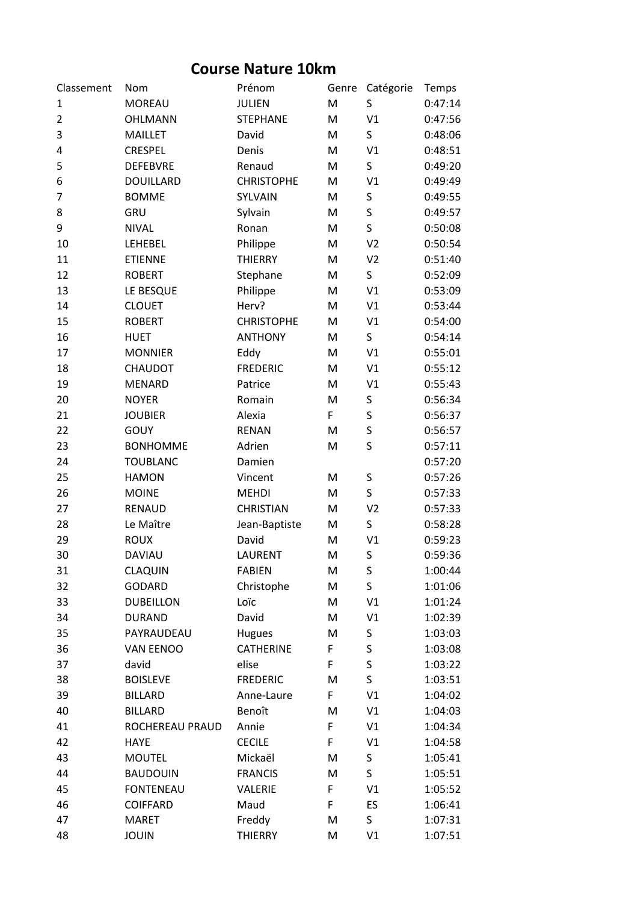# Course Nature 10km

| Classement | Nom | Prénom | Genre | Catégorie | Temps |
|---|---|---|---|---|---|
| 1 | MOREAU | JULIEN | M | S | 0:47:14 |
| 2 | OHLMANN | STEPHANE | M | V1 | 0:47:56 |
| 3 | MAILLET | David | M | S | 0:48:06 |
| 4 | CRESPEL | Denis | M | V1 | 0:48:51 |
| 5 | DEFEBVRE | Renaud | M | S | 0:49:20 |
| 6 | DOUILLARD | CHRISTOPHE | M | V1 | 0:49:49 |
| 7 | BOMME | SYLVAIN | M | S | 0:49:55 |
| 8 | GRU | Sylvain | M | S | 0:49:57 |
| 9 | NIVAL | Ronan | M | S | 0:50:08 |
| 10 | LEHEBEL | Philippe | M | V2 | 0:50:54 |
| 11 | ETIENNE | THIERRY | M | V2 | 0:51:40 |
| 12 | ROBERT | Stephane | M | S | 0:52:09 |
| 13 | LE BESQUE | Philippe | M | V1 | 0:53:09 |
| 14 | CLOUET | Herv? | M | V1 | 0:53:44 |
| 15 | ROBERT | CHRISTOPHE | M | V1 | 0:54:00 |
| 16 | HUET | ANTHONY | M | S | 0:54:14 |
| 17 | MONNIER | Eddy | M | V1 | 0:55:01 |
| 18 | CHAUDOT | FREDERIC | M | V1 | 0:55:12 |
| 19 | MENARD | Patrice | M | V1 | 0:55:43 |
| 20 | NOYER | Romain | M | S | 0:56:34 |
| 21 | JOUBIER | Alexia | F | S | 0:56:37 |
| 22 | GOUY | RENAN | M | S | 0:56:57 |
| 23 | BONHOMME | Adrien | M | S | 0:57:11 |
| 24 | TOUBLANC | Damien | | | 0:57:20 |
| 25 | HAMON | Vincent | M | S | 0:57:26 |
| 26 | MOINE | MEHDI | M | S | 0:57:33 |
| 27 | RENAUD | CHRISTIAN | M | V2 | 0:57:33 |
| 28 | Le Maître | Jean-Baptiste | M | S | 0:58:28 |
| 29 | ROUX | David | M | V1 | 0:59:23 |
| 30 | DAVIAU | LAURENT | M | S | 0:59:36 |
| 31 | CLAQUIN | FABIEN | M | S | 1:00:44 |
| 32 | GODARD | Christophe | M | S | 1:01:06 |
| 33 | DUBEILLON | Loïc | M | V1 | 1:01:24 |
| 34 | DURAND | David | M | V1 | 1:02:39 |
| 35 | PAYRAUDEAU | Hugues | M | S | 1:03:03 |
| 36 | VAN EENOO | CATHERINE | F | S | 1:03:08 |
| 37 | david | elise | F | S | 1:03:22 |
| 38 | BOISLEVE | FREDERIC | M | S | 1:03:51 |
| 39 | BILLARD | Anne-Laure | F | V1 | 1:04:02 |
| 40 | BILLARD | Benoît | M | V1 | 1:04:03 |
| 41 | ROCHEREAU PRAUD | Annie | F | V1 | 1:04:34 |
| 42 | HAYE | CECILE | F | V1 | 1:04:58 |
| 43 | MOUTEL | Mickaël | M | S | 1:05:41 |
| 44 | BAUDOUIN | FRANCIS | M | S | 1:05:51 |
| 45 | FONTENEAU | VALERIE | F | V1 | 1:05:52 |
| 46 | COIFFARD | Maud | F | ES | 1:06:41 |
| 47 | MARET | Freddy | M | S | 1:07:31 |
| 48 | JOUIN | THIERRY | M | V1 | 1:07:51 |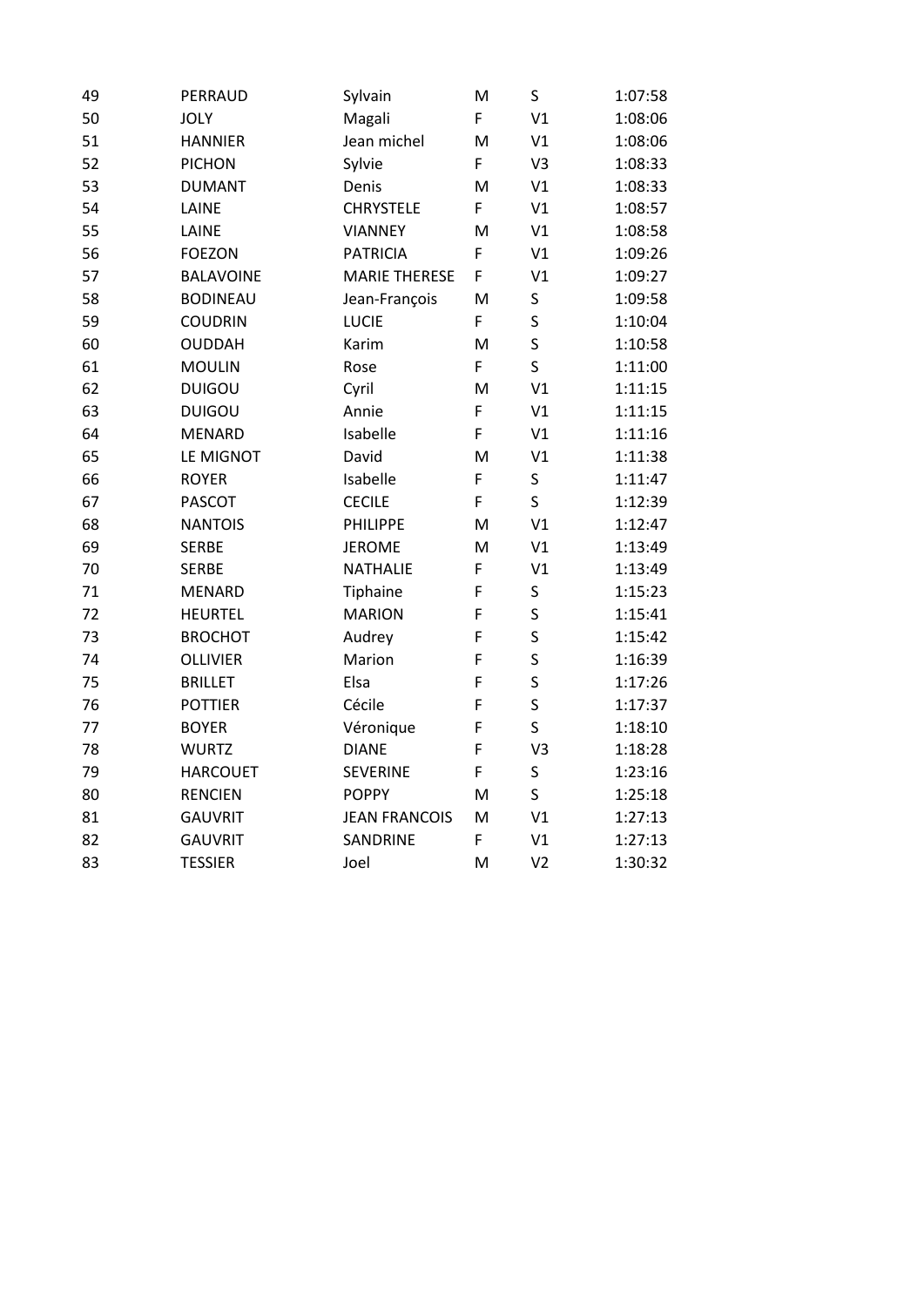| | | | | | |
|---|---|---|---|---|---|
| 49 | PERRAUD | Sylvain | M | S | 1:07:58 |
| 50 | JOLY | Magali | F | V1 | 1:08:06 |
| 51 | HANNIER | Jean michel | M | V1 | 1:08:06 |
| 52 | PICHON | Sylvie | F | V3 | 1:08:33 |
| 53 | DUMANT | Denis | M | V1 | 1:08:33 |
| 54 | LAINE | CHRYSTELE | F | V1 | 1:08:57 |
| 55 | LAINE | VIANNEY | M | V1 | 1:08:58 |
| 56 | FOEZON | PATRICIA | F | V1 | 1:09:26 |
| 57 | BALAVOINE | MARIE THERESE | F | V1 | 1:09:27 |
| 58 | BODINEAU | Jean-François | M | S | 1:09:58 |
| 59 | COUDRIN | LUCIE | F | S | 1:10:04 |
| 60 | OUDDAH | Karim | M | S | 1:10:58 |
| 61 | MOULIN | Rose | F | S | 1:11:00 |
| 62 | DUIGOU | Cyril | M | V1 | 1:11:15 |
| 63 | DUIGOU | Annie | F | V1 | 1:11:15 |
| 64 | MENARD | Isabelle | F | V1 | 1:11:16 |
| 65 | LE MIGNOT | David | M | V1 | 1:11:38 |
| 66 | ROYER | Isabelle | F | S | 1:11:47 |
| 67 | PASCOT | CECILE | F | S | 1:12:39 |
| 68 | NANTOIS | PHILIPPE | M | V1 | 1:12:47 |
| 69 | SERBE | JEROME | M | V1 | 1:13:49 |
| 70 | SERBE | NATHALIE | F | V1 | 1:13:49 |
| 71 | MENARD | Tiphaine | F | S | 1:15:23 |
| 72 | HEURTEL | MARION | F | S | 1:15:41 |
| 73 | BROCHOT | Audrey | F | S | 1:15:42 |
| 74 | OLLIVIER | Marion | F | S | 1:16:39 |
| 75 | BRILLET | Elsa | F | S | 1:17:26 |
| 76 | POTTIER | Cécile | F | S | 1:17:37 |
| 77 | BOYER | Véronique | F | S | 1:18:10 |
| 78 | WURTZ | DIANE | F | V3 | 1:18:28 |
| 79 | HARCOUET | SEVERINE | F | S | 1:23:16 |
| 80 | RENCIEN | POPPY | M | S | 1:25:18 |
| 81 | GAUVRIT | JEAN FRANCOIS | M | V1 | 1:27:13 |
| 82 | GAUVRIT | SANDRINE | F | V1 | 1:27:13 |
| 83 | TESSIER | Joel | M | V2 | 1:30:32 |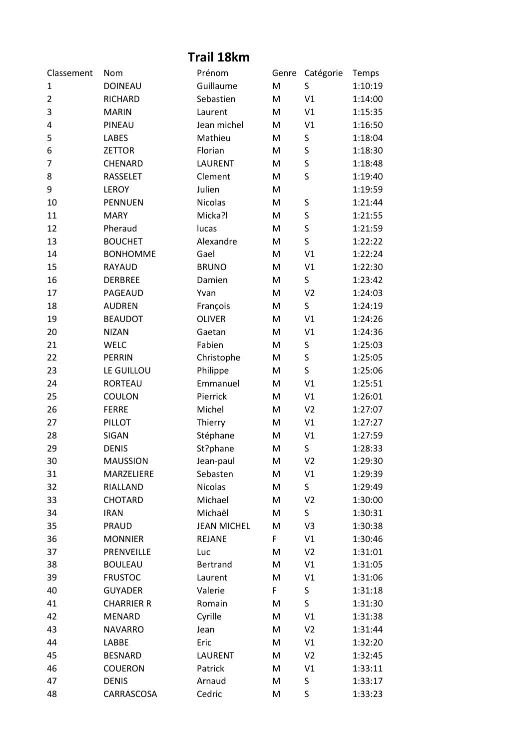# Trail 18km

| Classement | Nom | Prénom | Genre | Catégorie | Temps |
|---|---|---|---|---|---|
| 1 | DOINEAU | Guillaume | M | S | 1:10:19 |
| 2 | RICHARD | Sebastien | M | V1 | 1:14:00 |
| 3 | MARIN | Laurent | M | V1 | 1:15:35 |
| 4 | PINEAU | Jean michel | M | V1 | 1:16:50 |
| 5 | LABES | Mathieu | M | S | 1:18:04 |
| 6 | ZETTOR | Florian | M | S | 1:18:30 |
| 7 | CHENARD | LAURENT | M | S | 1:18:48 |
| 8 | RASSELET | Clement | M | S | 1:19:40 |
| 9 | LEROY | Julien | M | | 1:19:59 |
| 10 | PENNUEN | Nicolas | M | S | 1:21:44 |
| 11 | MARY | Micka?l | M | S | 1:21:55 |
| 12 | Pheraud | lucas | M | S | 1:21:59 |
| 13 | BOUCHET | Alexandre | M | S | 1:22:22 |
| 14 | BONHOMME | Gael | M | V1 | 1:22:24 |
| 15 | RAYAUD | BRUNO | M | V1 | 1:22:30 |
| 16 | DERBREE | Damien | M | S | 1:23:42 |
| 17 | PAGEAUD | Yvan | M | V2 | 1:24:03 |
| 18 | AUDREN | François | M | S | 1:24:19 |
| 19 | BEAUDOT | OLIVER | M | V1 | 1:24:26 |
| 20 | NIZAN | Gaetan | M | V1 | 1:24:36 |
| 21 | WELC | Fabien | M | S | 1:25:03 |
| 22 | PERRIN | Christophe | M | S | 1:25:05 |
| 23 | LE GUILLOU | Philippe | M | S | 1:25:06 |
| 24 | RORTEAU | Emmanuel | M | V1 | 1:25:51 |
| 25 | COULON | Pierrick | M | V1 | 1:26:01 |
| 26 | FERRE | Michel | M | V2 | 1:27:07 |
| 27 | PILLOT | Thierry | M | V1 | 1:27:27 |
| 28 | SIGAN | Stéphane | M | V1 | 1:27:59 |
| 29 | DENIS | St?phane | M | S | 1:28:33 |
| 30 | MAUSSION | Jean-paul | M | V2 | 1:29:30 |
| 31 | MARZELIERE | Sebasten | M | V1 | 1:29:39 |
| 32 | RIALLAND | Nicolas | M | S | 1:29:49 |
| 33 | CHOTARD | Michael | M | V2 | 1:30:00 |
| 34 | IRAN | Michaël | M | S | 1:30:31 |
| 35 | PRAUD | JEAN MICHEL | M | V3 | 1:30:38 |
| 36 | MONNIER | REJANE | F | V1 | 1:30:46 |
| 37 | PRENVEILLE | Luc | M | V2 | 1:31:01 |
| 38 | BOULEAU | Bertrand | M | V1 | 1:31:05 |
| 39 | FRUSTOC | Laurent | M | V1 | 1:31:06 |
| 40 | GUYADER | Valerie | F | S | 1:31:18 |
| 41 | CHARRIER R | Romain | M | S | 1:31:30 |
| 42 | MENARD | Cyrille | M | V1 | 1:31:38 |
| 43 | NAVARRO | Jean | M | V2 | 1:31:44 |
| 44 | LABBE | Eric | M | V1 | 1:32:20 |
| 45 | BESNARD | LAURENT | M | V2 | 1:32:45 |
| 46 | COUERON | Patrick | M | V1 | 1:33:11 |
| 47 | DENIS | Arnaud | M | S | 1:33:17 |
| 48 | CARRASCOSA | Cedric | M | S | 1:33:23 |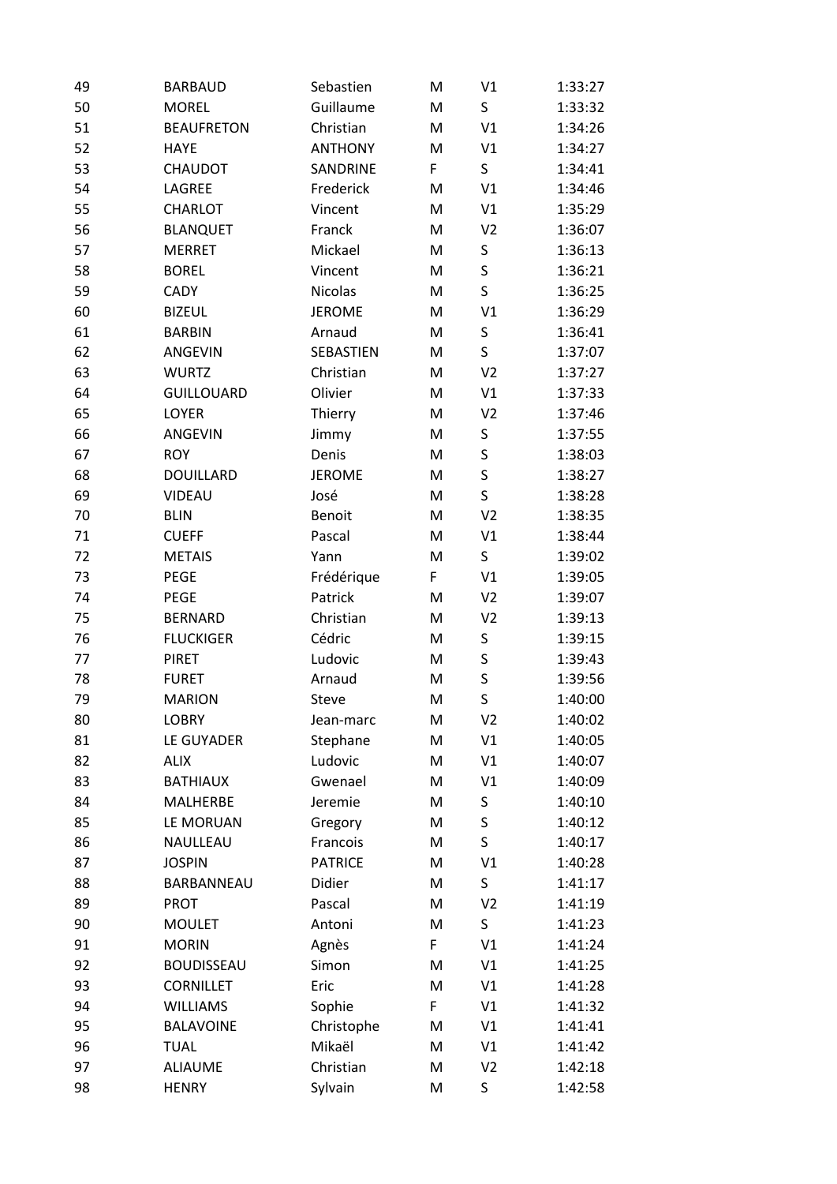| 49 | BARBAUD | Sebastien | M | V1 | 1:33:27 |
|---|---|---|---|---|---|
| 50 | MOREL | Guillaume | M | S | 1:33:32 |
| 51 | BEAUFRETON | Christian | M | V1 | 1:34:26 |
| 52 | HAYE | ANTHONY | M | V1 | 1:34:27 |
| 53 | CHAUDOT | SANDRINE | F | S | 1:34:41 |
| 54 | LAGREE | Frederick | M | V1 | 1:34:46 |
| 55 | CHARLOT | Vincent | M | V1 | 1:35:29 |
| 56 | BLANQUET | Franck | M | V2 | 1:36:07 |
| 57 | MERRET | Mickael | M | S | 1:36:13 |
| 58 | BOREL | Vincent | M | S | 1:36:21 |
| 59 | CADY | Nicolas | M | S | 1:36:25 |
| 60 | BIZEUL | JEROME | M | V1 | 1:36:29 |
| 61 | BARBIN | Arnaud | M | S | 1:36:41 |
| 62 | ANGEVIN | SEBASTIEN | M | S | 1:37:07 |
| 63 | WURTZ | Christian | M | V2 | 1:37:27 |
| 64 | GUILLOUARD | Olivier | M | V1 | 1:37:33 |
| 65 | LOYER | Thierry | M | V2 | 1:37:46 |
| 66 | ANGEVIN | Jimmy | M | S | 1:37:55 |
| 67 | ROY | Denis | M | S | 1:38:03 |
| 68 | DOUILLARD | JEROME | M | S | 1:38:27 |
| 69 | VIDEAU | José | M | S | 1:38:28 |
| 70 | BLIN | Benoit | M | V2 | 1:38:35 |
| 71 | CUEFF | Pascal | M | V1 | 1:38:44 |
| 72 | METAIS | Yann | M | S | 1:39:02 |
| 73 | PEGE | Frédérique | F | V1 | 1:39:05 |
| 74 | PEGE | Patrick | M | V2 | 1:39:07 |
| 75 | BERNARD | Christian | M | V2 | 1:39:13 |
| 76 | FLUCKIGER | Cédric | M | S | 1:39:15 |
| 77 | PIRET | Ludovic | M | S | 1:39:43 |
| 78 | FURET | Arnaud | M | S | 1:39:56 |
| 79 | MARION | Steve | M | S | 1:40:00 |
| 80 | LOBRY | Jean-marc | M | V2 | 1:40:02 |
| 81 | LE GUYADER | Stephane | M | V1 | 1:40:05 |
| 82 | ALIX | Ludovic | M | V1 | 1:40:07 |
| 83 | BATHIAUX | Gwenael | M | V1 | 1:40:09 |
| 84 | MALHERBE | Jeremie | M | S | 1:40:10 |
| 85 | LE MORUAN | Gregory | M | S | 1:40:12 |
| 86 | NAULLEAU | Francois | M | S | 1:40:17 |
| 87 | JOSPIN | PATRICE | M | V1 | 1:40:28 |
| 88 | BARBANNEAU | Didier | M | S | 1:41:17 |
| 89 | PROT | Pascal | M | V2 | 1:41:19 |
| 90 | MOULET | Antoni | M | S | 1:41:23 |
| 91 | MORIN | Agnès | F | V1 | 1:41:24 |
| 92 | BOUDISSEAU | Simon | M | V1 | 1:41:25 |
| 93 | CORNILLET | Eric | M | V1 | 1:41:28 |
| 94 | WILLIAMS | Sophie | F | V1 | 1:41:32 |
| 95 | BALAVOINE | Christophe | M | V1 | 1:41:41 |
| 96 | TUAL | Mikaël | M | V1 | 1:41:42 |
| 97 | ALIAUME | Christian | M | V2 | 1:42:18 |
| 98 | HENRY | Sylvain | M | S | 1:42:58 |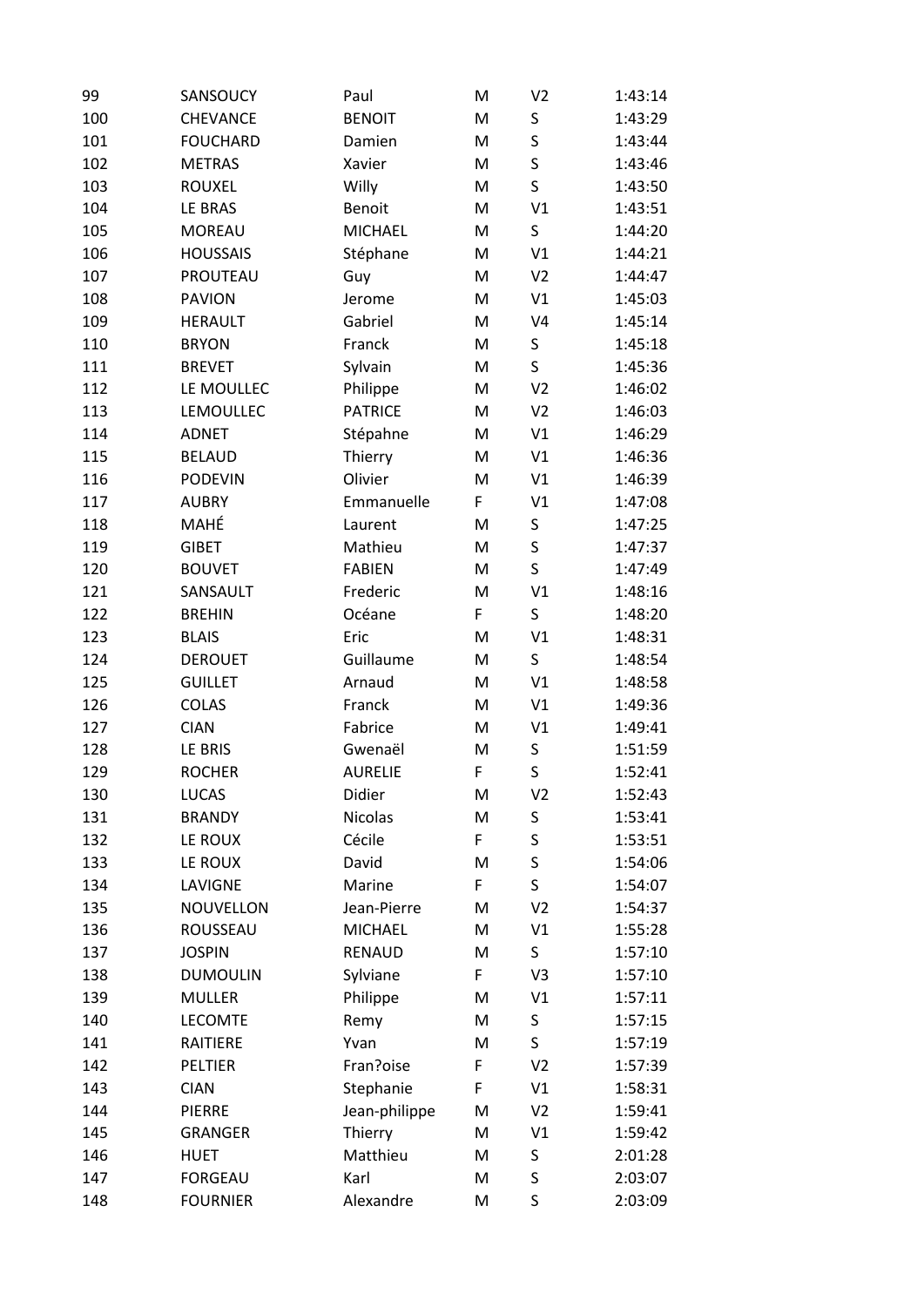| 99 | SANSOUCY | Paul | M | V2 | 1:43:14 |
|---|---|---|---|---|---|
| 100 | CHEVANCE | BENOIT | M | S | 1:43:29 |
| 101 | FOUCHARD | Damien | M | S | 1:43:44 |
| 102 | METRAS | Xavier | M | S | 1:43:46 |
| 103 | ROUXEL | Willy | M | S | 1:43:50 |
| 104 | LE BRAS | Benoit | M | V1 | 1:43:51 |
| 105 | MOREAU | MICHAEL | M | S | 1:44:20 |
| 106 | HOUSSAIS | Stéphane | M | V1 | 1:44:21 |
| 107 | PROUTEAU | Guy | M | V2 | 1:44:47 |
| 108 | PAVION | Jerome | M | V1 | 1:45:03 |
| 109 | HERAULT | Gabriel | M | V4 | 1:45:14 |
| 110 | BRYON | Franck | M | S | 1:45:18 |
| 111 | BREVET | Sylvain | M | S | 1:45:36 |
| 112 | LE MOULLEC | Philippe | M | V2 | 1:46:02 |
| 113 | LEMOULLEC | PATRICE | M | V2 | 1:46:03 |
| 114 | ADNET | Stépahne | M | V1 | 1:46:29 |
| 115 | BELAUD | Thierry | M | V1 | 1:46:36 |
| 116 | PODEVIN | Olivier | M | V1 | 1:46:39 |
| 117 | AUBRY | Emmanuelle | F | V1 | 1:47:08 |
| 118 | MAHÉ | Laurent | M | S | 1:47:25 |
| 119 | GIBET | Mathieu | M | S | 1:47:37 |
| 120 | BOUVET | FABIEN | M | S | 1:47:49 |
| 121 | SANSAULT | Frederic | M | V1 | 1:48:16 |
| 122 | BREHIN | Océane | F | S | 1:48:20 |
| 123 | BLAIS | Eric | M | V1 | 1:48:31 |
| 124 | DEROUET | Guillaume | M | S | 1:48:54 |
| 125 | GUILLET | Arnaud | M | V1 | 1:48:58 |
| 126 | COLAS | Franck | M | V1 | 1:49:36 |
| 127 | CIAN | Fabrice | M | V1 | 1:49:41 |
| 128 | LE BRIS | Gwenaël | M | S | 1:51:59 |
| 129 | ROCHER | AURELIE | F | S | 1:52:41 |
| 130 | LUCAS | Didier | M | V2 | 1:52:43 |
| 131 | BRANDY | Nicolas | M | S | 1:53:41 |
| 132 | LE ROUX | Cécile | F | S | 1:53:51 |
| 133 | LE ROUX | David | M | S | 1:54:06 |
| 134 | LAVIGNE | Marine | F | S | 1:54:07 |
| 135 | NOUVELLON | Jean-Pierre | M | V2 | 1:54:37 |
| 136 | ROUSSEAU | MICHAEL | M | V1 | 1:55:28 |
| 137 | JOSPIN | RENAUD | M | S | 1:57:10 |
| 138 | DUMOULIN | Sylviane | F | V3 | 1:57:10 |
| 139 | MULLER | Philippe | M | V1 | 1:57:11 |
| 140 | LECOMTE | Remy | M | S | 1:57:15 |
| 141 | RAITIERE | Yvan | M | S | 1:57:19 |
| 142 | PELTIER | Fran?oise | F | V2 | 1:57:39 |
| 143 | CIAN | Stephanie | F | V1 | 1:58:31 |
| 144 | PIERRE | Jean-philippe | M | V2 | 1:59:41 |
| 145 | GRANGER | Thierry | M | V1 | 1:59:42 |
| 146 | HUET | Matthieu | M | S | 2:01:28 |
| 147 | FORGEAU | Karl | M | S | 2:03:07 |
| 148 | FOURNIER | Alexandre | M | S | 2:03:09 |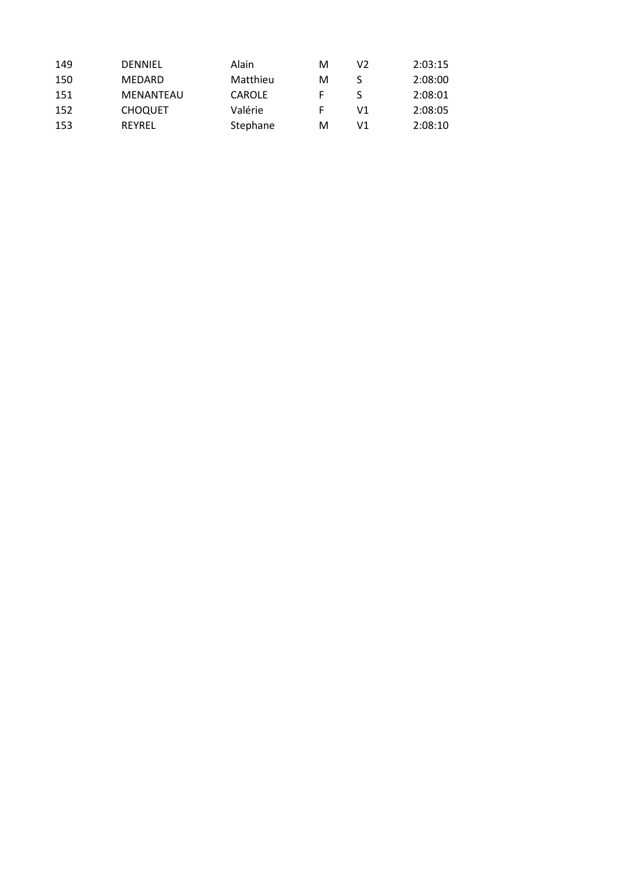| | | | | | |
|---|---|---|---|---|---|
| 149 | DENNIEL | Alain | M | V2 | 2:03:15 |
| 150 | MEDARD | Matthieu | M | S | 2:08:00 |
| 151 | MENANTEAU | CAROLE | F | S | 2:08:01 |
| 152 | CHOQUET | Valérie | F | V1 | 2:08:05 |
| 153 | REYREL | Stephane | M | V1 | 2:08:10 |